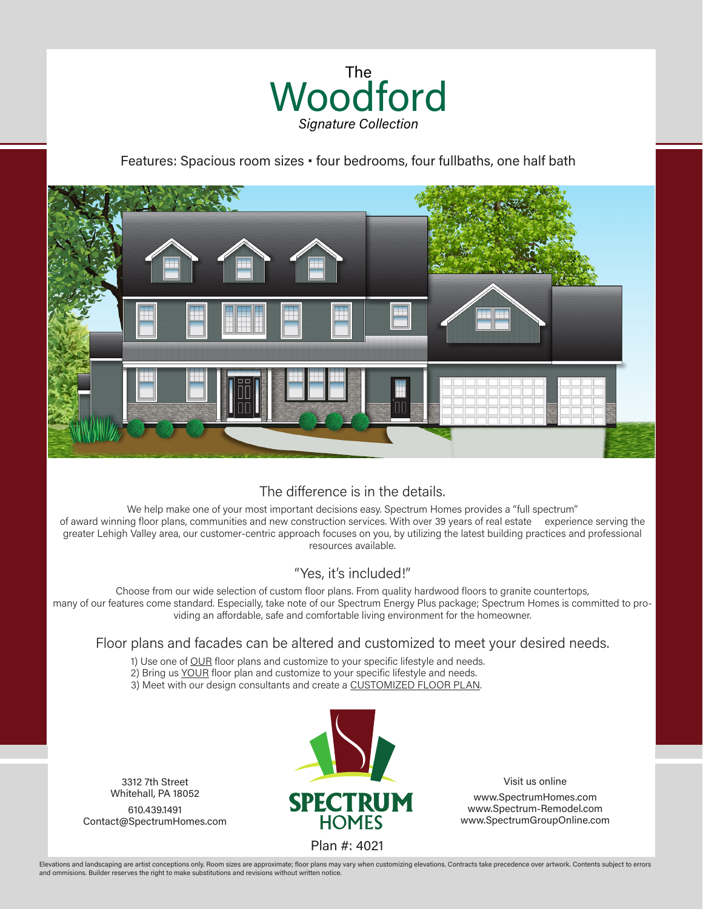The

# Woodford

*Signature Collection*

Features: Spacious room sizes ▪ four bedrooms, four fullbaths, one half bath

## The difference is in the details.

We help make one of your most important decisions easy. Spectrum Homes provides a "full spectrum" of award winning floor plans, communities and new construction services. With over 39 years of real estate experience serving the greater Lehigh Valley area, our customer-centric approach focuses on you, by utilizing the latest building practices and professional resources available.

## "Yes, it's included!"

Choose from our wide selection of custom floor plans. From quality hardwood floors to granite countertops, many of our features come standard. Especially, take note of our Spectrum Energy Plus package; Spectrum Homes is committed to providing an affordable, safe and comfortable living environment for the homeowner.

## Floor plans and facades can be altered and customized to meet your desired needs.

1) Use one of OUR floor plans and customize to your specific lifestyle and needs.
2) Bring us YOUR floor plan and customize to your specific lifestyle and needs.
3) Meet with our design consultants and create a CUSTOMIZED FLOOR PLAN.

3312 7th Street
Whitehall, PA 18052

610.439.1491
Contact@SpectrumHomes.com

SPECTRUM
HOMES

Plan #: 4021

Visit us online

www.SpectrumHomes.com
www.Spectrum-Remodel.com
www.SpectrumGroupOnline.com

Elevations and landscaping are artist conceptions only. Room sizes are approximate; floor plans may vary when customizing elevations. Contracts take precedence over artwork. Contents subject to errors and ommisions. Builder reserves the right to make substitutions and revisions without written notice.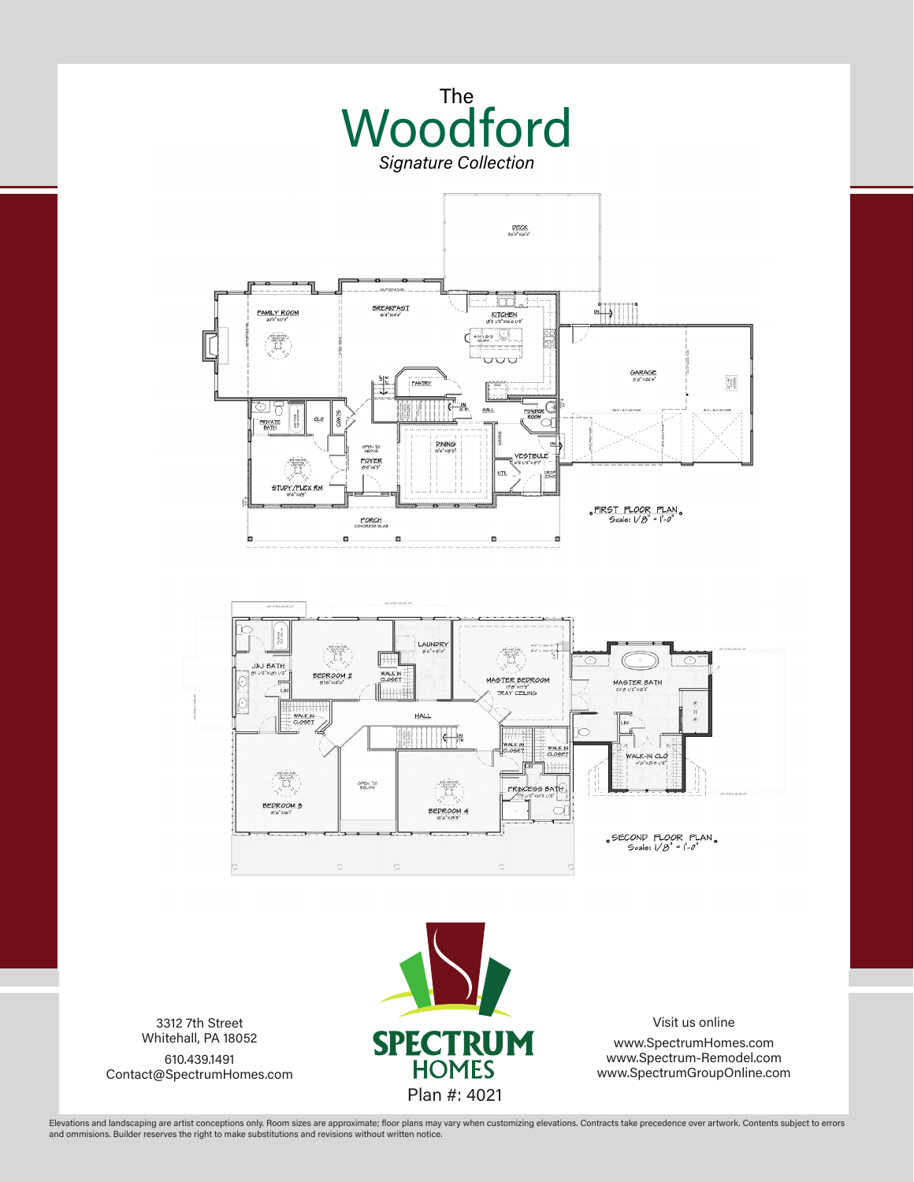The

# Woodford

*Signature Collection*

DECK

FAMILY ROOM

BREAKFAST

KITCHEN

GARAGE

PANTRY

PRIVATE BATH

CLO

COATS

HALL

POWDER ROOM

OPEN TO ABOVE

FOYER

DINING

VESTIBULE

UTL

DROP ZONE

STUDY/FLEX RM

PORCH

CONCRETE SLAB

FIRST FLOOR PLAN
Scale: 1/8" = 1'-0"

J&J BATH

BEDROOM 2

WALK IN CLOSET

LAUNDRY

MASTER BEDROOM

TRAY CEILING

MASTER BATH

LIN

WALK IN CLOSET

HALL

WALK IN CLOSET

WALK IN CLOSET

WALK-IN CLO

OPEN TO BELOW

BEDROOM 3

BEDROOM 4

PRINCESS BATH

SECOND FLOOR PLAN
Scale: 1/8" = 1'-0"

3312 7th Street
Whitehall, PA 18052

610.439.1491
Contact@SpectrumHomes.com

SPECTRUM
HOMES

Plan #: 4021

Visit us online

www.SpectrumHomes.com
www.Spectrum-Remodel.com
www.SpectrumGroupOnline.com

Elevations and landscaping are artist conceptions only. Room sizes are approximate; floor plans may vary when customizing elevations. Contracts take precedence over artwork. Contents subject to errors and ommisions. Builder reserves the right to make substitutions and revisions without written notice.